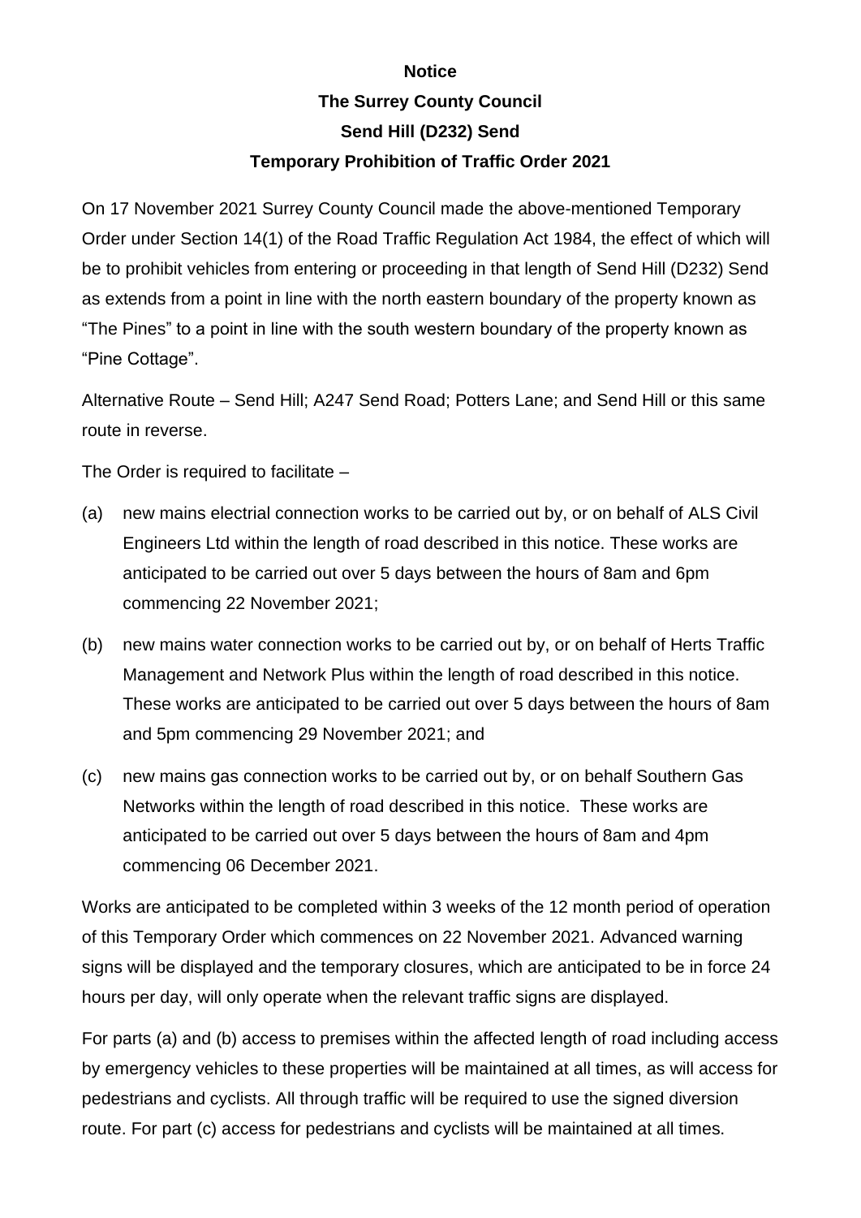**Notice**

**The Surrey County Council**

**Send Hill (D232) Send**

**Temporary Prohibition of Traffic Order 2021**

On 17 November 2021 Surrey County Council made the above-mentioned Temporary Order under Section 14(1) of the Road Traffic Regulation Act 1984, the effect of which will be to prohibit vehicles from entering or proceeding in that length of Send Hill (D232) Send as extends from a point in line with the north eastern boundary of the property known as "The Pines" to a point in line with the south western boundary of the property known as "Pine Cottage".

Alternative Route – Send Hill; A247 Send Road; Potters Lane; and Send Hill or this same route in reverse.

The Order is required to facilitate –

(a) new mains electrial connection works to be carried out by, or on behalf of ALS Civil Engineers Ltd within the length of road described in this notice. These works are anticipated to be carried out over 5 days between the hours of 8am and 6pm commencing 22 November 2021;

(b) new mains water connection works to be carried out by, or on behalf of Herts Traffic Management and Network Plus within the length of road described in this notice. These works are anticipated to be carried out over 5 days between the hours of 8am and 5pm commencing 29 November 2021; and

(c) new mains gas connection works to be carried out by, or on behalf Southern Gas Networks within the length of road described in this notice. These works are anticipated to be carried out over 5 days between the hours of 8am and 4pm commencing 06 December 2021.

Works are anticipated to be completed within 3 weeks of the 12 month period of operation of this Temporary Order which commences on 22 November 2021. Advanced warning signs will be displayed and the temporary closures, which are anticipated to be in force 24 hours per day, will only operate when the relevant traffic signs are displayed.

For parts (a) and (b) access to premises within the affected length of road including access by emergency vehicles to these properties will be maintained at all times, as will access for pedestrians and cyclists. All through traffic will be required to use the signed diversion route. For part (c) access for pedestrians and cyclists will be maintained at all times.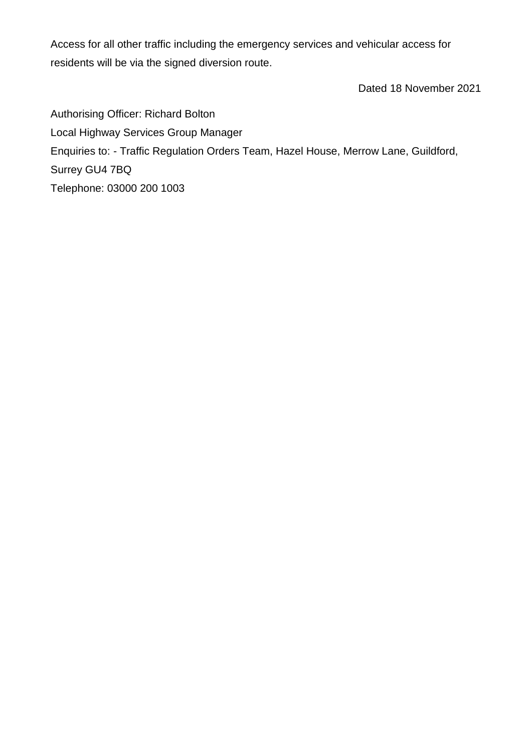Access for all other traffic including the emergency services and vehicular access for residents will be via the signed diversion route.

Dated 18 November 2021

Authorising Officer: Richard Bolton

Local Highway Services Group Manager

Enquiries to: - Traffic Regulation Orders Team, Hazel House, Merrow Lane, Guildford, Surrey GU4 7BQ

Telephone: 03000 200 1003